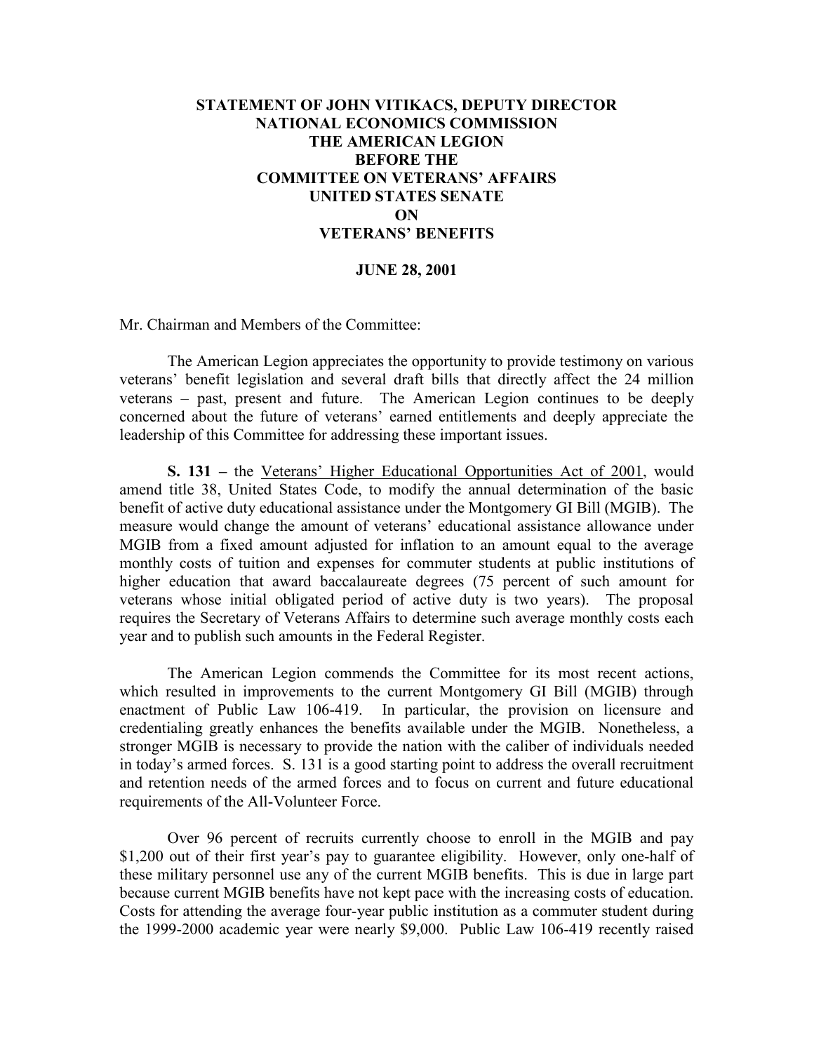**STATEMENT OF JOHN VITIKACS, DEPUTY DIRECTOR
NATIONAL ECONOMICS COMMISSION
THE AMERICAN LEGION
BEFORE THE
COMMITTEE ON VETERANS' AFFAIRS
UNITED STATES SENATE
ON
VETERANS' BENEFITS**

**JUNE 28, 2001**

Mr. Chairman and Members of the Committee:

The American Legion appreciates the opportunity to provide testimony on various veterans' benefit legislation and several draft bills that directly affect the 24 million veterans – past, present and future. The American Legion continues to be deeply concerned about the future of veterans' earned entitlements and deeply appreciate the leadership of this Committee for addressing these important issues.

**S. 131 –** the Veterans' Higher Educational Opportunities Act of 2001, would amend title 38, United States Code, to modify the annual determination of the basic benefit of active duty educational assistance under the Montgomery GI Bill (MGIB). The measure would change the amount of veterans' educational assistance allowance under MGIB from a fixed amount adjusted for inflation to an amount equal to the average monthly costs of tuition and expenses for commuter students at public institutions of higher education that award baccalaureate degrees (75 percent of such amount for veterans whose initial obligated period of active duty is two years). The proposal requires the Secretary of Veterans Affairs to determine such average monthly costs each year and to publish such amounts in the Federal Register.

The American Legion commends the Committee for its most recent actions, which resulted in improvements to the current Montgomery GI Bill (MGIB) through enactment of Public Law 106-419. In particular, the provision on licensure and credentialing greatly enhances the benefits available under the MGIB. Nonetheless, a stronger MGIB is necessary to provide the nation with the caliber of individuals needed in today's armed forces. S. 131 is a good starting point to address the overall recruitment and retention needs of the armed forces and to focus on current and future educational requirements of the All-Volunteer Force.

Over 96 percent of recruits currently choose to enroll in the MGIB and pay $1,200 out of their first year's pay to guarantee eligibility. However, only one-half of these military personnel use any of the current MGIB benefits. This is due in large part because current MGIB benefits have not kept pace with the increasing costs of education. Costs for attending the average four-year public institution as a commuter student during the 1999-2000 academic year were nearly $9,000. Public Law 106-419 recently raised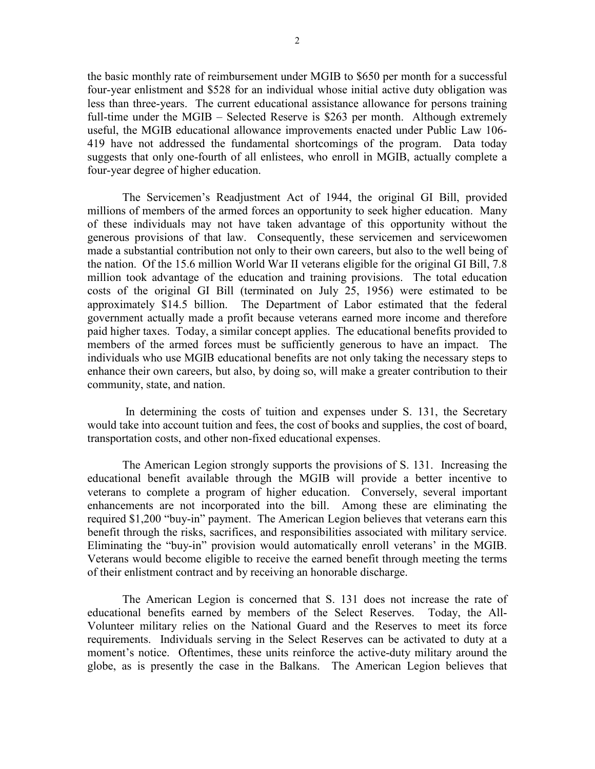the basic monthly rate of reimbursement under MGIB to $650 per month for a successful four-year enlistment and $528 for an individual whose initial active duty obligation was less than three-years. The current educational assistance allowance for persons training full-time under the MGIB – Selected Reserve is $263 per month. Although extremely useful, the MGIB educational allowance improvements enacted under Public Law 106-419 have not addressed the fundamental shortcomings of the program. Data today suggests that only one-fourth of all enlistees, who enroll in MGIB, actually complete a four-year degree of higher education.

The Servicemen's Readjustment Act of 1944, the original GI Bill, provided millions of members of the armed forces an opportunity to seek higher education. Many of these individuals may not have taken advantage of this opportunity without the generous provisions of that law. Consequently, these servicemen and servicewomen made a substantial contribution not only to their own careers, but also to the well being of the nation. Of the 15.6 million World War II veterans eligible for the original GI Bill, 7.8 million took advantage of the education and training provisions. The total education costs of the original GI Bill (terminated on July 25, 1956) were estimated to be approximately $14.5 billion. The Department of Labor estimated that the federal government actually made a profit because veterans earned more income and therefore paid higher taxes. Today, a similar concept applies. The educational benefits provided to members of the armed forces must be sufficiently generous to have an impact. The individuals who use MGIB educational benefits are not only taking the necessary steps to enhance their own careers, but also, by doing so, will make a greater contribution to their community, state, and nation.

In determining the costs of tuition and expenses under S. 131, the Secretary would take into account tuition and fees, the cost of books and supplies, the cost of board, transportation costs, and other non-fixed educational expenses.

The American Legion strongly supports the provisions of S. 131. Increasing the educational benefit available through the MGIB will provide a better incentive to veterans to complete a program of higher education. Conversely, several important enhancements are not incorporated into the bill. Among these are eliminating the required $1,200 "buy-in" payment. The American Legion believes that veterans earn this benefit through the risks, sacrifices, and responsibilities associated with military service. Eliminating the "buy-in" provision would automatically enroll veterans' in the MGIB. Veterans would become eligible to receive the earned benefit through meeting the terms of their enlistment contract and by receiving an honorable discharge.

The American Legion is concerned that S. 131 does not increase the rate of educational benefits earned by members of the Select Reserves. Today, the All-Volunteer military relies on the National Guard and the Reserves to meet its force requirements. Individuals serving in the Select Reserves can be activated to duty at a moment's notice. Oftentimes, these units reinforce the active-duty military around the globe, as is presently the case in the Balkans. The American Legion believes that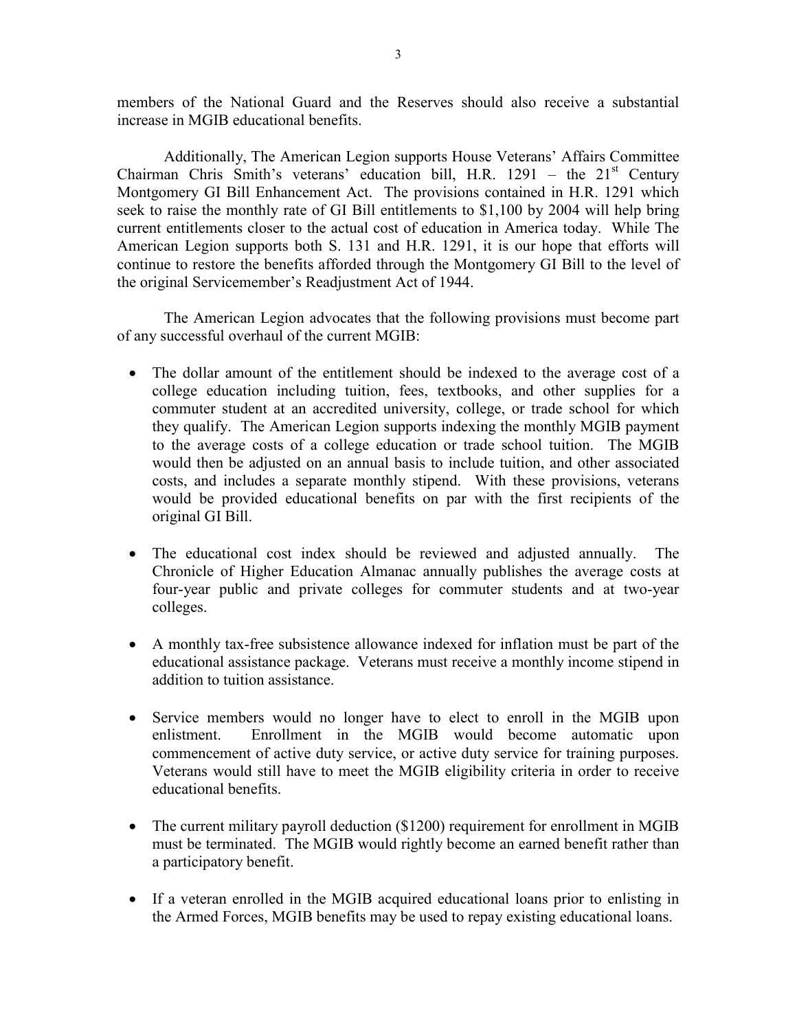members of the National Guard and the Reserves should also receive a substantial increase in MGIB educational benefits.

Additionally, The American Legion supports House Veterans' Affairs Committee Chairman Chris Smith's veterans' education bill, H.R. 1291 – the 21st Century Montgomery GI Bill Enhancement Act. The provisions contained in H.R. 1291 which seek to raise the monthly rate of GI Bill entitlements to $1,100 by 2004 will help bring current entitlements closer to the actual cost of education in America today. While The American Legion supports both S. 131 and H.R. 1291, it is our hope that efforts will continue to restore the benefits afforded through the Montgomery GI Bill to the level of the original Servicemember's Readjustment Act of 1944.

The American Legion advocates that the following provisions must become part of any successful overhaul of the current MGIB:

- The dollar amount of the entitlement should be indexed to the average cost of a college education including tuition, fees, textbooks, and other supplies for a commuter student at an accredited university, college, or trade school for which they qualify. The American Legion supports indexing the monthly MGIB payment to the average costs of a college education or trade school tuition. The MGIB would then be adjusted on an annual basis to include tuition, and other associated costs, and includes a separate monthly stipend. With these provisions, veterans would be provided educational benefits on par with the first recipients of the original GI Bill.

- The educational cost index should be reviewed and adjusted annually. The Chronicle of Higher Education Almanac annually publishes the average costs at four-year public and private colleges for commuter students and at two-year colleges.

- A monthly tax-free subsistence allowance indexed for inflation must be part of the educational assistance package. Veterans must receive a monthly income stipend in addition to tuition assistance.

- Service members would no longer have to elect to enroll in the MGIB upon enlistment. Enrollment in the MGIB would become automatic upon commencement of active duty service, or active duty service for training purposes. Veterans would still have to meet the MGIB eligibility criteria in order to receive educational benefits.

- The current military payroll deduction ($1200) requirement for enrollment in MGIB must be terminated. The MGIB would rightly become an earned benefit rather than a participatory benefit.

- If a veteran enrolled in the MGIB acquired educational loans prior to enlisting in the Armed Forces, MGIB benefits may be used to repay existing educational loans.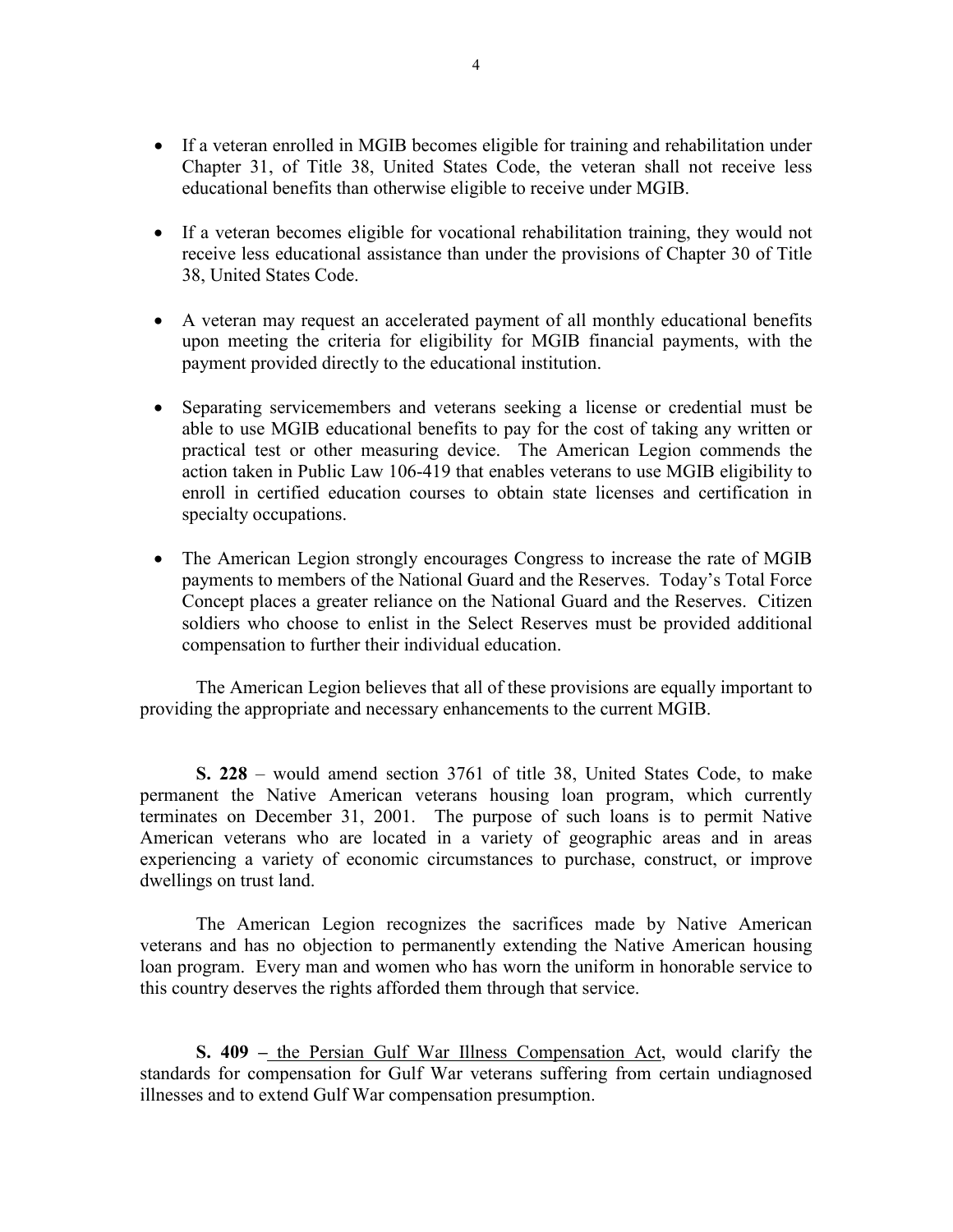- If a veteran enrolled in MGIB becomes eligible for training and rehabilitation under Chapter 31, of Title 38, United States Code, the veteran shall not receive less educational benefits than otherwise eligible to receive under MGIB.

- If a veteran becomes eligible for vocational rehabilitation training, they would not receive less educational assistance than under the provisions of Chapter 30 of Title 38, United States Code.

- A veteran may request an accelerated payment of all monthly educational benefits upon meeting the criteria for eligibility for MGIB financial payments, with the payment provided directly to the educational institution.

- Separating servicemembers and veterans seeking a license or credential must be able to use MGIB educational benefits to pay for the cost of taking any written or practical test or other measuring device. The American Legion commends the action taken in Public Law 106-419 that enables veterans to use MGIB eligibility to enroll in certified education courses to obtain state licenses and certification in specialty occupations.

- The American Legion strongly encourages Congress to increase the rate of MGIB payments to members of the National Guard and the Reserves. Today's Total Force Concept places a greater reliance on the National Guard and the Reserves. Citizen soldiers who choose to enlist in the Select Reserves must be provided additional compensation to further their individual education.

The American Legion believes that all of these provisions are equally important to providing the appropriate and necessary enhancements to the current MGIB.

**S. 228** – would amend section 3761 of title 38, United States Code, to make permanent the Native American veterans housing loan program, which currently terminates on December 31, 2001. The purpose of such loans is to permit Native American veterans who are located in a variety of geographic areas and in areas experiencing a variety of economic circumstances to purchase, construct, or improve dwellings on trust land.

The American Legion recognizes the sacrifices made by Native American veterans and has no objection to permanently extending the Native American housing loan program. Every man and women who has worn the uniform in honorable service to this country deserves the rights afforded them through that service.

**S. 409 –** the Persian Gulf War Illness Compensation Act, would clarify the standards for compensation for Gulf War veterans suffering from certain undiagnosed illnesses and to extend Gulf War compensation presumption.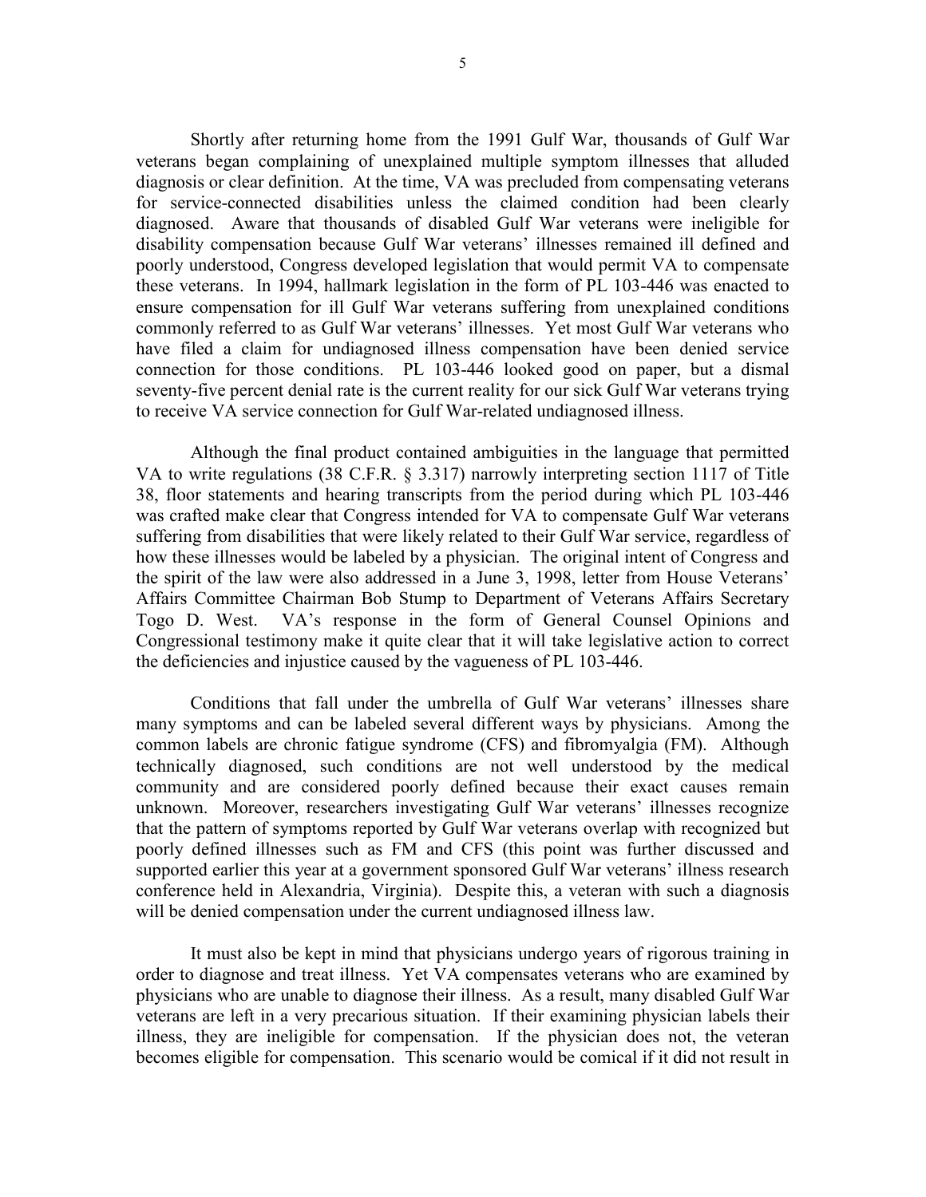Shortly after returning home from the 1991 Gulf War, thousands of Gulf War veterans began complaining of unexplained multiple symptom illnesses that alluded diagnosis or clear definition. At the time, VA was precluded from compensating veterans for service-connected disabilities unless the claimed condition had been clearly diagnosed. Aware that thousands of disabled Gulf War veterans were ineligible for disability compensation because Gulf War veterans' illnesses remained ill defined and poorly understood, Congress developed legislation that would permit VA to compensate these veterans. In 1994, hallmark legislation in the form of PL 103-446 was enacted to ensure compensation for ill Gulf War veterans suffering from unexplained conditions commonly referred to as Gulf War veterans' illnesses. Yet most Gulf War veterans who have filed a claim for undiagnosed illness compensation have been denied service connection for those conditions. PL 103-446 looked good on paper, but a dismal seventy-five percent denial rate is the current reality for our sick Gulf War veterans trying to receive VA service connection for Gulf War-related undiagnosed illness.

Although the final product contained ambiguities in the language that permitted VA to write regulations (38 C.F.R. § 3.317) narrowly interpreting section 1117 of Title 38, floor statements and hearing transcripts from the period during which PL 103-446 was crafted make clear that Congress intended for VA to compensate Gulf War veterans suffering from disabilities that were likely related to their Gulf War service, regardless of how these illnesses would be labeled by a physician. The original intent of Congress and the spirit of the law were also addressed in a June 3, 1998, letter from House Veterans' Affairs Committee Chairman Bob Stump to Department of Veterans Affairs Secretary Togo D. West. VA's response in the form of General Counsel Opinions and Congressional testimony make it quite clear that it will take legislative action to correct the deficiencies and injustice caused by the vagueness of PL 103-446.

Conditions that fall under the umbrella of Gulf War veterans' illnesses share many symptoms and can be labeled several different ways by physicians. Among the common labels are chronic fatigue syndrome (CFS) and fibromyalgia (FM). Although technically diagnosed, such conditions are not well understood by the medical community and are considered poorly defined because their exact causes remain unknown. Moreover, researchers investigating Gulf War veterans' illnesses recognize that the pattern of symptoms reported by Gulf War veterans overlap with recognized but poorly defined illnesses such as FM and CFS (this point was further discussed and supported earlier this year at a government sponsored Gulf War veterans' illness research conference held in Alexandria, Virginia). Despite this, a veteran with such a diagnosis will be denied compensation under the current undiagnosed illness law.

It must also be kept in mind that physicians undergo years of rigorous training in order to diagnose and treat illness. Yet VA compensates veterans who are examined by physicians who are unable to diagnose their illness. As a result, many disabled Gulf War veterans are left in a very precarious situation. If their examining physician labels their illness, they are ineligible for compensation. If the physician does not, the veteran becomes eligible for compensation. This scenario would be comical if it did not result in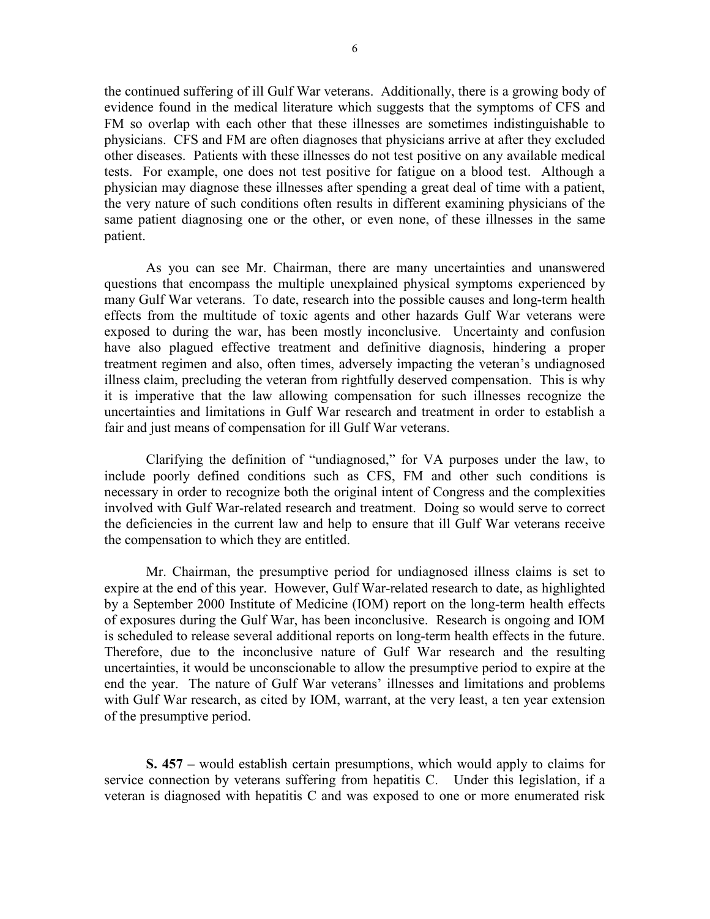the continued suffering of ill Gulf War veterans. Additionally, there is a growing body of evidence found in the medical literature which suggests that the symptoms of CFS and FM so overlap with each other that these illnesses are sometimes indistinguishable to physicians. CFS and FM are often diagnoses that physicians arrive at after they excluded other diseases. Patients with these illnesses do not test positive on any available medical tests. For example, one does not test positive for fatigue on a blood test. Although a physician may diagnose these illnesses after spending a great deal of time with a patient, the very nature of such conditions often results in different examining physicians of the same patient diagnosing one or the other, or even none, of these illnesses in the same patient.

As you can see Mr. Chairman, there are many uncertainties and unanswered questions that encompass the multiple unexplained physical symptoms experienced by many Gulf War veterans. To date, research into the possible causes and long-term health effects from the multitude of toxic agents and other hazards Gulf War veterans were exposed to during the war, has been mostly inconclusive. Uncertainty and confusion have also plagued effective treatment and definitive diagnosis, hindering a proper treatment regimen and also, often times, adversely impacting the veteran's undiagnosed illness claim, precluding the veteran from rightfully deserved compensation. This is why it is imperative that the law allowing compensation for such illnesses recognize the uncertainties and limitations in Gulf War research and treatment in order to establish a fair and just means of compensation for ill Gulf War veterans.

Clarifying the definition of "undiagnosed," for VA purposes under the law, to include poorly defined conditions such as CFS, FM and other such conditions is necessary in order to recognize both the original intent of Congress and the complexities involved with Gulf War-related research and treatment. Doing so would serve to correct the deficiencies in the current law and help to ensure that ill Gulf War veterans receive the compensation to which they are entitled.

Mr. Chairman, the presumptive period for undiagnosed illness claims is set to expire at the end of this year. However, Gulf War-related research to date, as highlighted by a September 2000 Institute of Medicine (IOM) report on the long-term health effects of exposures during the Gulf War, has been inconclusive. Research is ongoing and IOM is scheduled to release several additional reports on long-term health effects in the future. Therefore, due to the inconclusive nature of Gulf War research and the resulting uncertainties, it would be unconscionable to allow the presumptive period to expire at the end the year. The nature of Gulf War veterans' illnesses and limitations and problems with Gulf War research, as cited by IOM, warrant, at the very least, a ten year extension of the presumptive period.

**S. 457 –** would establish certain presumptions, which would apply to claims for service connection by veterans suffering from hepatitis C. Under this legislation, if a veteran is diagnosed with hepatitis C and was exposed to one or more enumerated risk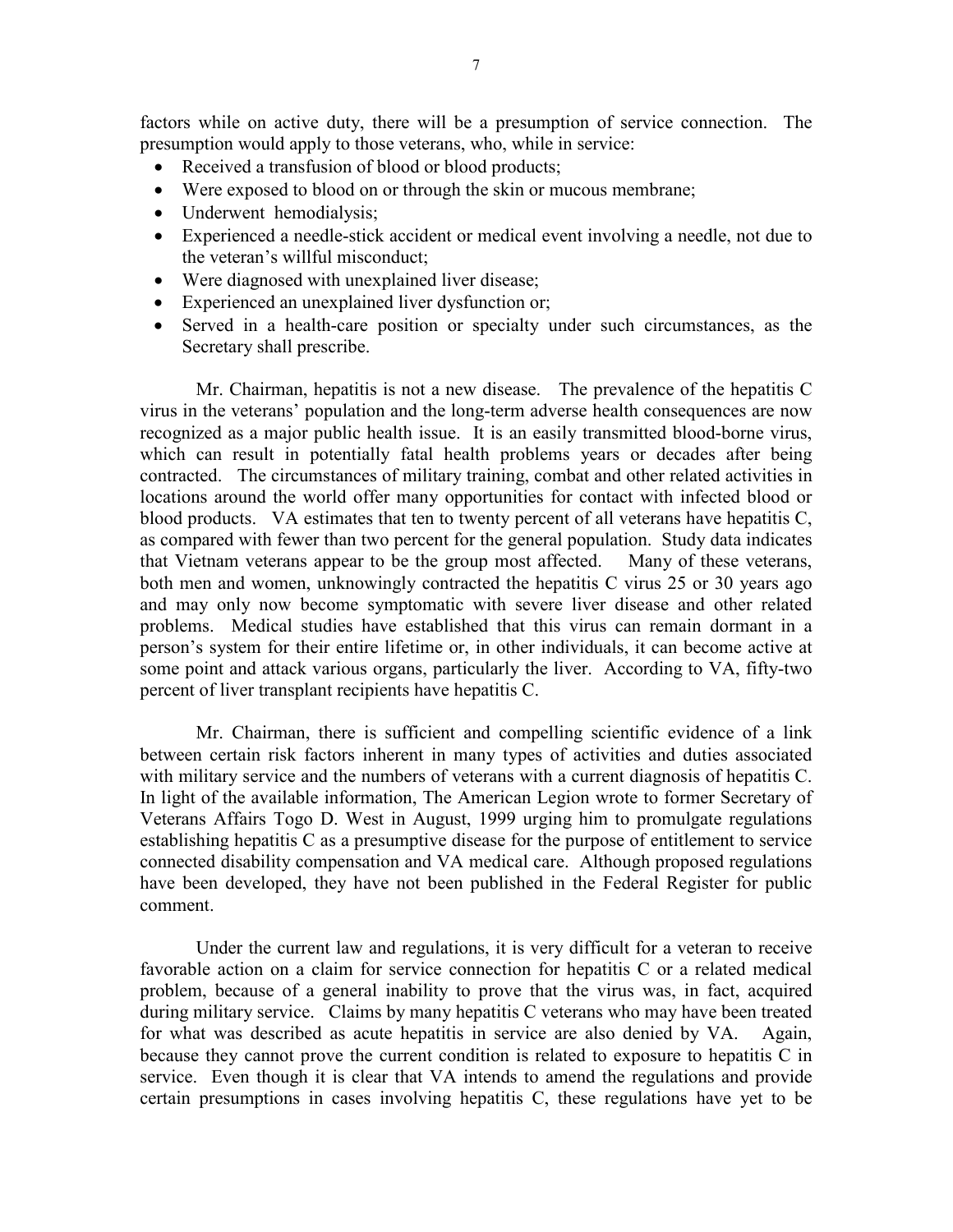factors while on active duty, there will be a presumption of service connection. The presumption would apply to those veterans, who, while in service:

- Received a transfusion of blood or blood products;
- Were exposed to blood on or through the skin or mucous membrane;
- Underwent hemodialysis;
- Experienced a needle-stick accident or medical event involving a needle, not due to the veteran's willful misconduct;
- Were diagnosed with unexplained liver disease;
- Experienced an unexplained liver dysfunction or;
- Served in a health-care position or specialty under such circumstances, as the Secretary shall prescribe.

Mr. Chairman, hepatitis is not a new disease. The prevalence of the hepatitis C virus in the veterans' population and the long-term adverse health consequences are now recognized as a major public health issue. It is an easily transmitted blood-borne virus, which can result in potentially fatal health problems years or decades after being contracted. The circumstances of military training, combat and other related activities in locations around the world offer many opportunities for contact with infected blood or blood products. VA estimates that ten to twenty percent of all veterans have hepatitis C, as compared with fewer than two percent for the general population. Study data indicates that Vietnam veterans appear to be the group most affected. Many of these veterans, both men and women, unknowingly contracted the hepatitis C virus 25 or 30 years ago and may only now become symptomatic with severe liver disease and other related problems. Medical studies have established that this virus can remain dormant in a person's system for their entire lifetime or, in other individuals, it can become active at some point and attack various organs, particularly the liver. According to VA, fifty-two percent of liver transplant recipients have hepatitis C.

Mr. Chairman, there is sufficient and compelling scientific evidence of a link between certain risk factors inherent in many types of activities and duties associated with military service and the numbers of veterans with a current diagnosis of hepatitis C. In light of the available information, The American Legion wrote to former Secretary of Veterans Affairs Togo D. West in August, 1999 urging him to promulgate regulations establishing hepatitis C as a presumptive disease for the purpose of entitlement to service connected disability compensation and VA medical care. Although proposed regulations have been developed, they have not been published in the Federal Register for public comment.

Under the current law and regulations, it is very difficult for a veteran to receive favorable action on a claim for service connection for hepatitis C or a related medical problem, because of a general inability to prove that the virus was, in fact, acquired during military service. Claims by many hepatitis C veterans who may have been treated for what was described as acute hepatitis in service are also denied by VA. Again, because they cannot prove the current condition is related to exposure to hepatitis C in service. Even though it is clear that VA intends to amend the regulations and provide certain presumptions in cases involving hepatitis C, these regulations have yet to be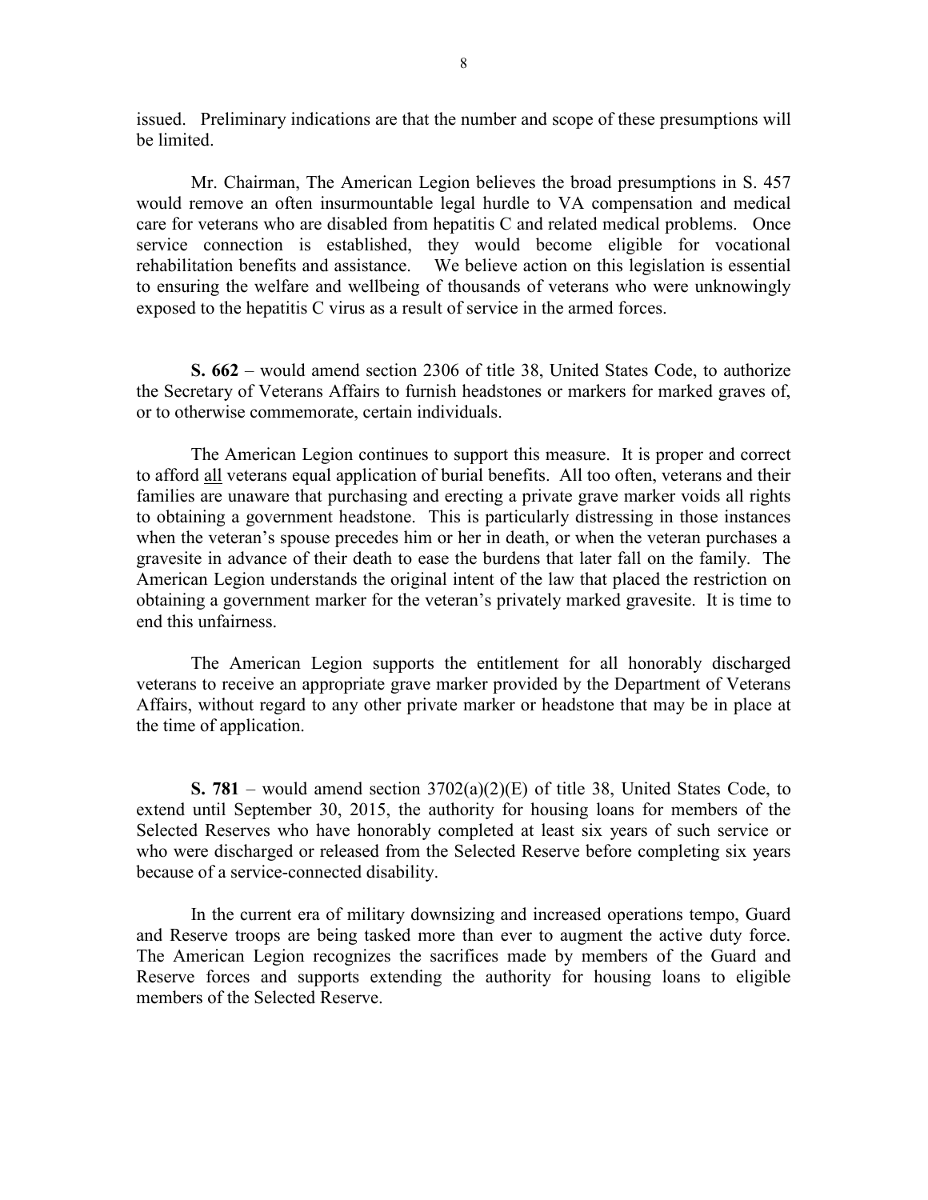issued. Preliminary indications are that the number and scope of these presumptions will be limited.

Mr. Chairman, The American Legion believes the broad presumptions in S. 457 would remove an often insurmountable legal hurdle to VA compensation and medical care for veterans who are disabled from hepatitis C and related medical problems. Once service connection is established, they would become eligible for vocational rehabilitation benefits and assistance. We believe action on this legislation is essential to ensuring the welfare and wellbeing of thousands of veterans who were unknowingly exposed to the hepatitis C virus as a result of service in the armed forces.

**S. 662** – would amend section 2306 of title 38, United States Code, to authorize the Secretary of Veterans Affairs to furnish headstones or markers for marked graves of, or to otherwise commemorate, certain individuals.

The American Legion continues to support this measure. It is proper and correct to afford <u>all</u> veterans equal application of burial benefits. All too often, veterans and their families are unaware that purchasing and erecting a private grave marker voids all rights to obtaining a government headstone. This is particularly distressing in those instances when the veteran's spouse precedes him or her in death, or when the veteran purchases a gravesite in advance of their death to ease the burdens that later fall on the family. The American Legion understands the original intent of the law that placed the restriction on obtaining a government marker for the veteran's privately marked gravesite. It is time to end this unfairness.

The American Legion supports the entitlement for all honorably discharged veterans to receive an appropriate grave marker provided by the Department of Veterans Affairs, without regard to any other private marker or headstone that may be in place at the time of application.

**S. 781** – would amend section 3702(a)(2)(E) of title 38, United States Code, to extend until September 30, 2015, the authority for housing loans for members of the Selected Reserves who have honorably completed at least six years of such service or who were discharged or released from the Selected Reserve before completing six years because of a service-connected disability.

In the current era of military downsizing and increased operations tempo, Guard and Reserve troops are being tasked more than ever to augment the active duty force. The American Legion recognizes the sacrifices made by members of the Guard and Reserve forces and supports extending the authority for housing loans to eligible members of the Selected Reserve.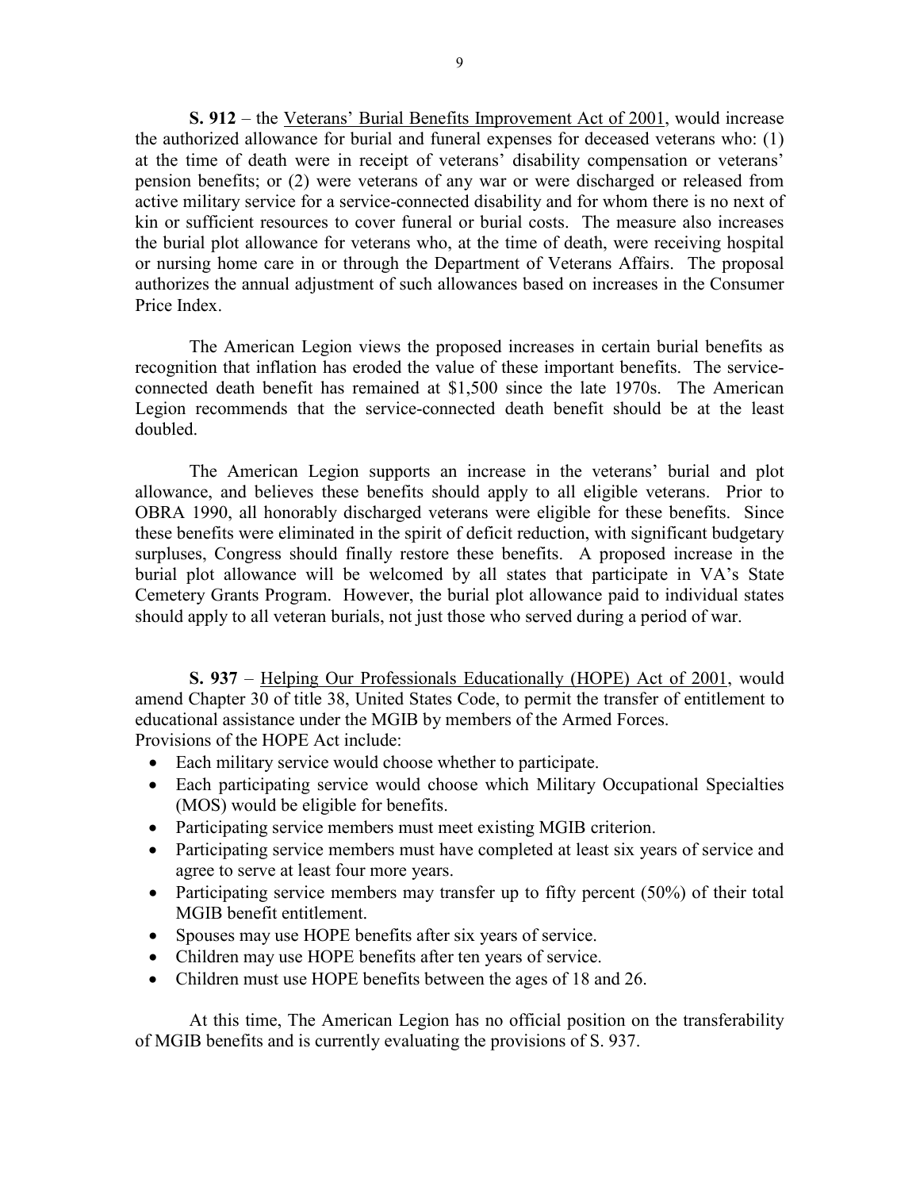**S. 912** – the Veterans' Burial Benefits Improvement Act of 2001, would increase the authorized allowance for burial and funeral expenses for deceased veterans who: (1) at the time of death were in receipt of veterans' disability compensation or veterans' pension benefits; or (2) were veterans of any war or were discharged or released from active military service for a service-connected disability and for whom there is no next of kin or sufficient resources to cover funeral or burial costs. The measure also increases the burial plot allowance for veterans who, at the time of death, were receiving hospital or nursing home care in or through the Department of Veterans Affairs. The proposal authorizes the annual adjustment of such allowances based on increases in the Consumer Price Index.

The American Legion views the proposed increases in certain burial benefits as recognition that inflation has eroded the value of these important benefits. The service-connected death benefit has remained at $1,500 since the late 1970s. The American Legion recommends that the service-connected death benefit should be at the least doubled.

The American Legion supports an increase in the veterans' burial and plot allowance, and believes these benefits should apply to all eligible veterans. Prior to OBRA 1990, all honorably discharged veterans were eligible for these benefits. Since these benefits were eliminated in the spirit of deficit reduction, with significant budgetary surpluses, Congress should finally restore these benefits. A proposed increase in the burial plot allowance will be welcomed by all states that participate in VA's State Cemetery Grants Program. However, the burial plot allowance paid to individual states should apply to all veteran burials, not just those who served during a period of war.

**S. 937** – Helping Our Professionals Educationally (HOPE) Act of 2001, would amend Chapter 30 of title 38, United States Code, to permit the transfer of entitlement to educational assistance under the MGIB by members of the Armed Forces.
Provisions of the HOPE Act include:

- Each military service would choose whether to participate.
- Each participating service would choose which Military Occupational Specialties (MOS) would be eligible for benefits.
- Participating service members must meet existing MGIB criterion.
- Participating service members must have completed at least six years of service and agree to serve at least four more years.
- Participating service members may transfer up to fifty percent (50%) of their total MGIB benefit entitlement.
- Spouses may use HOPE benefits after six years of service.
- Children may use HOPE benefits after ten years of service.
- Children must use HOPE benefits between the ages of 18 and 26.

At this time, The American Legion has no official position on the transferability of MGIB benefits and is currently evaluating the provisions of S. 937.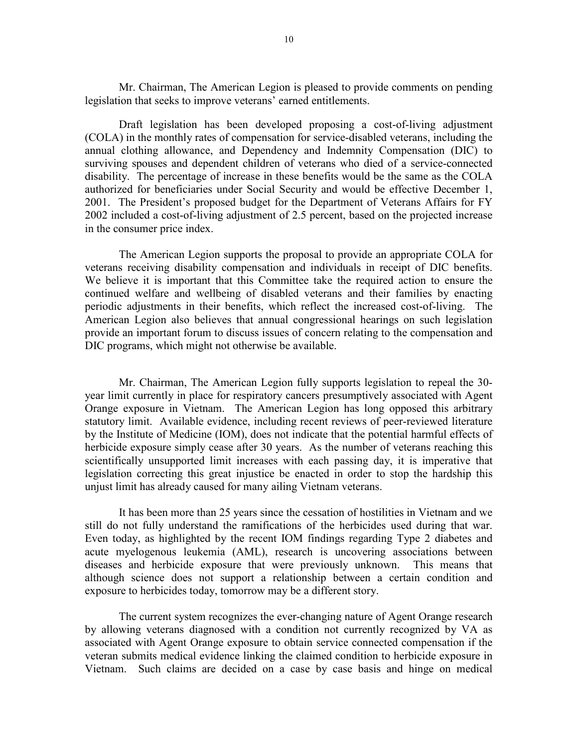Mr. Chairman, The American Legion is pleased to provide comments on pending legislation that seeks to improve veterans' earned entitlements.

Draft legislation has been developed proposing a cost-of-living adjustment (COLA) in the monthly rates of compensation for service-disabled veterans, including the annual clothing allowance, and Dependency and Indemnity Compensation (DIC) to surviving spouses and dependent children of veterans who died of a service-connected disability. The percentage of increase in these benefits would be the same as the COLA authorized for beneficiaries under Social Security and would be effective December 1, 2001. The President's proposed budget for the Department of Veterans Affairs for FY 2002 included a cost-of-living adjustment of 2.5 percent, based on the projected increase in the consumer price index.

The American Legion supports the proposal to provide an appropriate COLA for veterans receiving disability compensation and individuals in receipt of DIC benefits. We believe it is important that this Committee take the required action to ensure the continued welfare and wellbeing of disabled veterans and their families by enacting periodic adjustments in their benefits, which reflect the increased cost-of-living. The American Legion also believes that annual congressional hearings on such legislation provide an important forum to discuss issues of concern relating to the compensation and DIC programs, which might not otherwise be available.

Mr. Chairman, The American Legion fully supports legislation to repeal the 30-year limit currently in place for respiratory cancers presumptively associated with Agent Orange exposure in Vietnam. The American Legion has long opposed this arbitrary statutory limit. Available evidence, including recent reviews of peer-reviewed literature by the Institute of Medicine (IOM), does not indicate that the potential harmful effects of herbicide exposure simply cease after 30 years. As the number of veterans reaching this scientifically unsupported limit increases with each passing day, it is imperative that legislation correcting this great injustice be enacted in order to stop the hardship this unjust limit has already caused for many ailing Vietnam veterans.

It has been more than 25 years since the cessation of hostilities in Vietnam and we still do not fully understand the ramifications of the herbicides used during that war. Even today, as highlighted by the recent IOM findings regarding Type 2 diabetes and acute myelogenous leukemia (AML), research is uncovering associations between diseases and herbicide exposure that were previously unknown. This means that although science does not support a relationship between a certain condition and exposure to herbicides today, tomorrow may be a different story.

The current system recognizes the ever-changing nature of Agent Orange research by allowing veterans diagnosed with a condition not currently recognized by VA as associated with Agent Orange exposure to obtain service connected compensation if the veteran submits medical evidence linking the claimed condition to herbicide exposure in Vietnam. Such claims are decided on a case by case basis and hinge on medical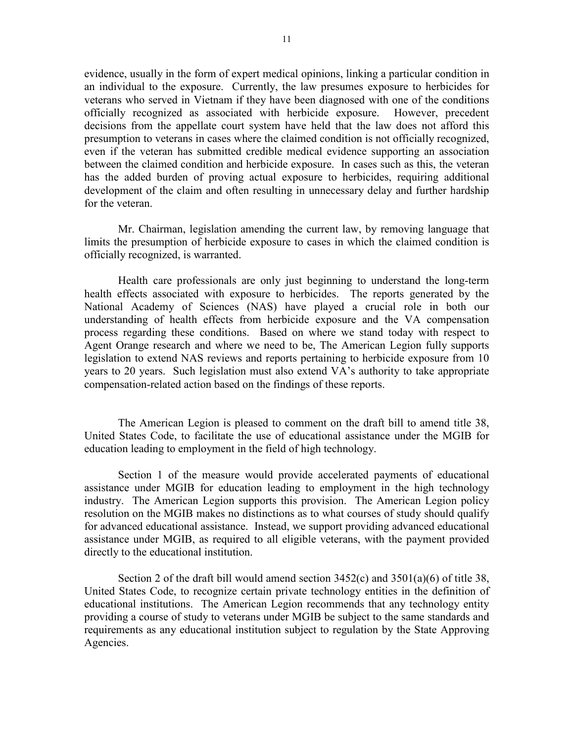evidence, usually in the form of expert medical opinions, linking a particular condition in an individual to the exposure. Currently, the law presumes exposure to herbicides for veterans who served in Vietnam if they have been diagnosed with one of the conditions officially recognized as associated with herbicide exposure. However, precedent decisions from the appellate court system have held that the law does not afford this presumption to veterans in cases where the claimed condition is not officially recognized, even if the veteran has submitted credible medical evidence supporting an association between the claimed condition and herbicide exposure. In cases such as this, the veteran has the added burden of proving actual exposure to herbicides, requiring additional development of the claim and often resulting in unnecessary delay and further hardship for the veteran.

Mr. Chairman, legislation amending the current law, by removing language that limits the presumption of herbicide exposure to cases in which the claimed condition is officially recognized, is warranted.

Health care professionals are only just beginning to understand the long-term health effects associated with exposure to herbicides. The reports generated by the National Academy of Sciences (NAS) have played a crucial role in both our understanding of health effects from herbicide exposure and the VA compensation process regarding these conditions. Based on where we stand today with respect to Agent Orange research and where we need to be, The American Legion fully supports legislation to extend NAS reviews and reports pertaining to herbicide exposure from 10 years to 20 years. Such legislation must also extend VA's authority to take appropriate compensation-related action based on the findings of these reports.

The American Legion is pleased to comment on the draft bill to amend title 38, United States Code, to facilitate the use of educational assistance under the MGIB for education leading to employment in the field of high technology.

Section 1 of the measure would provide accelerated payments of educational assistance under MGIB for education leading to employment in the high technology industry. The American Legion supports this provision. The American Legion policy resolution on the MGIB makes no distinctions as to what courses of study should qualify for advanced educational assistance. Instead, we support providing advanced educational assistance under MGIB, as required to all eligible veterans, with the payment provided directly to the educational institution.

Section 2 of the draft bill would amend section 3452(c) and 3501(a)(6) of title 38, United States Code, to recognize certain private technology entities in the definition of educational institutions. The American Legion recommends that any technology entity providing a course of study to veterans under MGIB be subject to the same standards and requirements as any educational institution subject to regulation by the State Approving Agencies.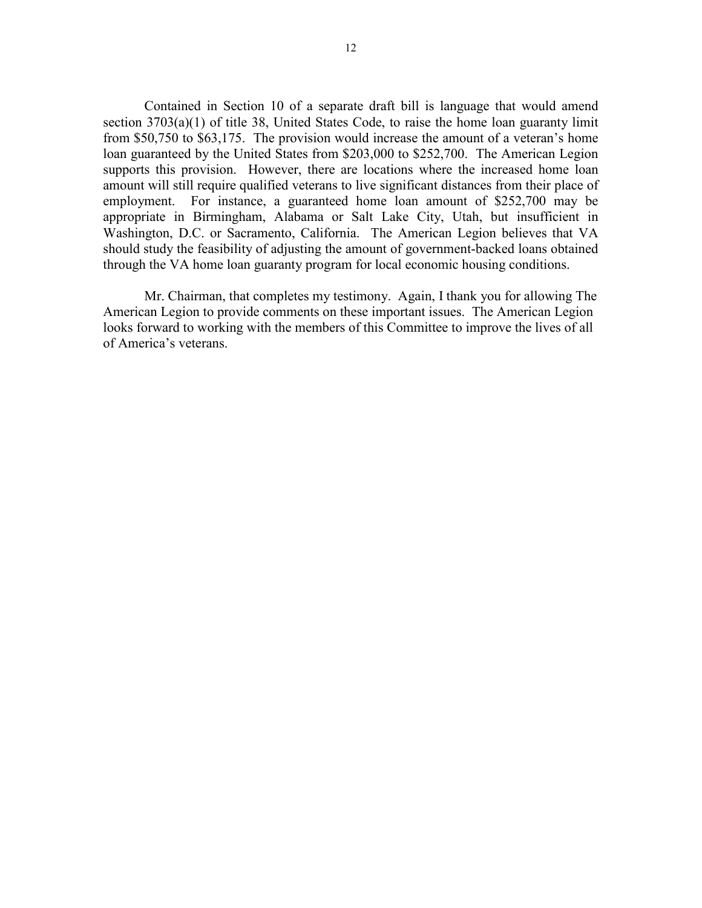Contained in Section 10 of a separate draft bill is language that would amend section 3703(a)(1) of title 38, United States Code, to raise the home loan guaranty limit from $50,750 to $63,175. The provision would increase the amount of a veteran's home loan guaranteed by the United States from $203,000 to $252,700. The American Legion supports this provision. However, there are locations where the increased home loan amount will still require qualified veterans to live significant distances from their place of employment. For instance, a guaranteed home loan amount of $252,700 may be appropriate in Birmingham, Alabama or Salt Lake City, Utah, but insufficient in Washington, D.C. or Sacramento, California. The American Legion believes that VA should study the feasibility of adjusting the amount of government-backed loans obtained through the VA home loan guaranty program for local economic housing conditions.

Mr. Chairman, that completes my testimony. Again, I thank you for allowing The American Legion to provide comments on these important issues. The American Legion looks forward to working with the members of this Committee to improve the lives of all of America's veterans.